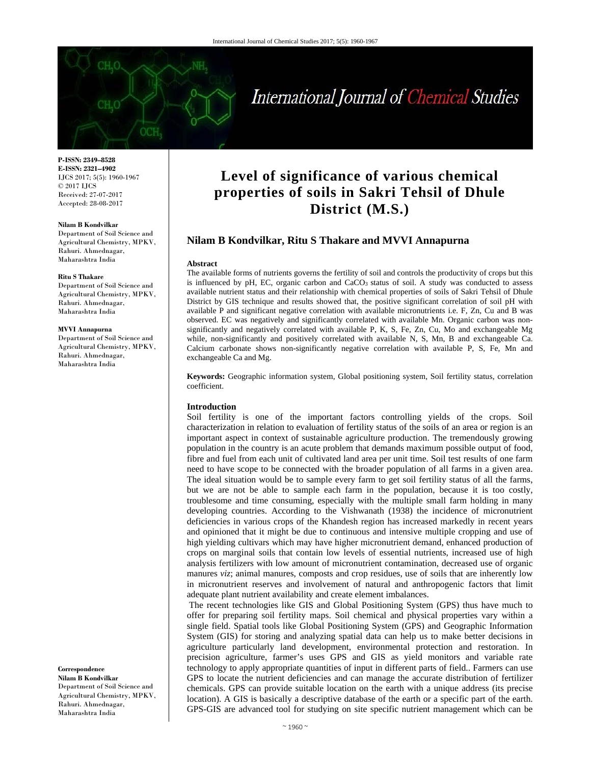P-ISSN: 2349–8528
E-ISSN: 2321–4902
IJCS 2017; 5(5): 1960-1967
© 2017 IJCS
Received: 27-07-2017
Accepted: 28-08-2017

**Nilam B Kondvilkar**
Department of Soil Science and Agricultural Chemistry, MPKV, Rahuri. Ahmednagar, Maharashtra India

**Ritu S Thakare**
Department of Soil Science and Agricultural Chemistry, MPKV, Rahuri. Ahmednagar, Maharashtra India

**MVVI Annapurna**
Department of Soil Science and Agricultural Chemistry, MPKV, Rahuri. Ahmednagar, Maharashtra India

**Correspondence**
**Nilam B Kondvilkar**
Department of Soil Science and Agricultural Chemistry, MPKV, Rahuri. Ahmednagar, Maharashtra India

# Level of significance of various chemical properties of soils in Sakri Tehsil of Dhule District (M.S.)

## Nilam B Kondvilkar, Ritu S Thakare and MVVI Annapurna

### Abstract

The available forms of nutrients governs the fertility of soil and controls the productivity of crops but this is influenced by pH, EC, organic carbon and $CaCO_3$ status of soil. A study was conducted to assess available nutrient status and their relationship with chemical properties of soils of Sakri Tehsil of Dhule District by GIS technique and results showed that, the positive significant correlation of soil pH with available P and significant negative correlation with available micronutrients i.e. F, Zn, Cu and B was observed. EC was negatively and significantly correlated with available Mn. Organic carbon was non-significantly and negatively correlated with available P, K, S, Fe, Zn, Cu, Mo and exchangeable Mg while, non-significantly and positively correlated with available N, S, Mn, B and exchangeable Ca. Calcium carbonate shows non-significantly negative correlation with available P, S, Fe, Mn and exchangeable Ca and Mg.

**Keywords:** Geographic information system, Global positioning system, Soil fertility status, correlation coefficient.

### Introduction

Soil fertility is one of the important factors controlling yields of the crops. Soil characterization in relation to evaluation of fertility status of the soils of an area or region is an important aspect in context of sustainable agriculture production. The tremendously growing population in the country is an acute problem that demands maximum possible output of food, fibre and fuel from each unit of cultivated land area per unit time. Soil test results of one farm need to have scope to be connected with the broader population of all farms in a given area. The ideal situation would be to sample every farm to get soil fertility status of all the farms, but we are not be able to sample each farm in the population, because it is too costly, troublesome and time consuming, especially with the multiple small farm holding in many developing countries. According to the Vishwanath (1938) the incidence of micronutrient deficiencies in various crops of the Khandesh region has increased markedly in recent years and opinioned that it might be due to continuous and intensive multiple cropping and use of high yielding cultivars which may have higher micronutrient demand, enhanced production of crops on marginal soils that contain low levels of essential nutrients, increased use of high analysis fertilizers with low amount of micronutrient contamination, decreased use of organic manures *viz*; animal manures, composts and crop residues, use of soils that are inherently low in micronutrient reserves and involvement of natural and anthropogenic factors that limit adequate plant nutrient availability and create element imbalances.

The recent technologies like GIS and Global Positioning System (GPS) thus have much to offer for preparing soil fertility maps. Soil chemical and physical properties vary within a single field. Spatial tools like Global Positioning System (GPS) and Geographic Information System (GIS) for storing and analyzing spatial data can help us to make better decisions in agriculture particularly land development, environmental protection and restoration. In precision agriculture, farmer's uses GPS and GIS as yield monitors and variable rate technology to apply appropriate quantities of input in different parts of field.. Farmers can use GPS to locate the nutrient deficiencies and can manage the accurate distribution of fertilizer chemicals. GPS can provide suitable location on the earth with a unique address (its precise location). A GIS is basically a descriptive database of the earth or a specific part of the earth. GPS-GIS are advanced tool for studying on site specific nutrient management which can be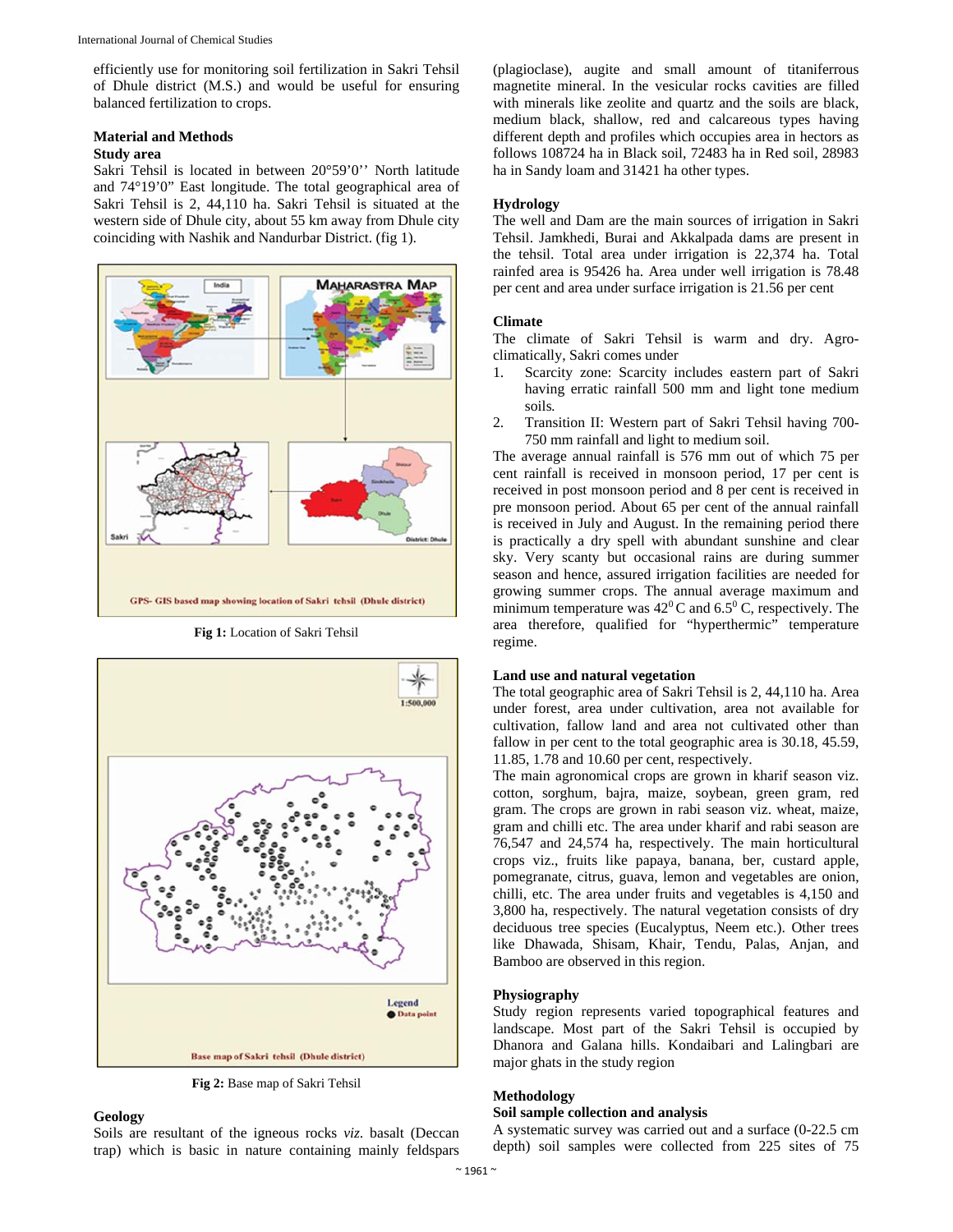efficiently use for monitoring soil fertilization in Sakri Tehsil of Dhule district (M.S.) and would be useful for ensuring balanced fertilization to crops.

## Material and Methods

### Study area

Sakri Tehsil is located in between 20°59'0'' North latitude and 74°19'0" East longitude. The total geographical area of Sakri Tehsil is 2, 44,110 ha. Sakri Tehsil is situated at the western side of Dhule city, about 55 km away from Dhule city coinciding with Nashik and Nandurbar District. (fig 1).

**Fig 1:** Location of Sakri Tehsil

**Fig 2:** Base map of Sakri Tehsil

### Geology

Soils are resultant of the igneous rocks *viz.* basalt (Deccan trap) which is basic in nature containing mainly feldspars (plagioclase), augite and small amount of titaniferrous magnetite mineral. In the vesicular rocks cavities are filled with minerals like zeolite and quartz and the soils are black, medium black, shallow, red and calcareous types having different depth and profiles which occupies area in hectors as follows 108724 ha in Black soil, 72483 ha in Red soil, 28983 ha in Sandy loam and 31421 ha other types.

### Hydrology

The well and Dam are the main sources of irrigation in Sakri Tehsil. Jamkhedi, Burai and Akkalpada dams are present in the tehsil. Total area under irrigation is 22,374 ha. Total rainfed area is 95426 ha. Area under well irrigation is 78.48 per cent and area under surface irrigation is 21.56 per cent

### Climate

The climate of Sakri Tehsil is warm and dry. Agro-climatically, Sakri comes under

1. Scarcity zone: Scarcity includes eastern part of Sakri having erratic rainfall 500 mm and light tone medium soils.
2. Transition II: Western part of Sakri Tehsil having 700-750 mm rainfall and light to medium soil.

The average annual rainfall is 576 mm out of which 75 per cent rainfall is received in monsoon period, 17 per cent is received in post monsoon period and 8 per cent is received in pre monsoon period. About 65 per cent of the annual rainfall is received in July and August. In the remaining period there is practically a dry spell with abundant sunshine and clear sky. Very scanty but occasional rains are during summer season and hence, assured irrigation facilities are needed for growing summer crops. The annual average maximum and minimum temperature was $42^0$ C and $6.5^0$ C, respectively. The area therefore, qualified for "hyperthermic" temperature regime.

### Land use and natural vegetation

The total geographic area of Sakri Tehsil is 2, 44,110 ha. Area under forest, area under cultivation, area not available for cultivation, fallow land and area not cultivated other than fallow in per cent to the total geographic area is 30.18, 45.59, 11.85, 1.78 and 10.60 per cent, respectively.

The main agronomical crops are grown in kharif season viz. cotton, sorghum, bajra, maize, soybean, green gram, red gram. The crops are grown in rabi season viz. wheat, maize, gram and chilli etc. The area under kharif and rabi season are 76,547 and 24,574 ha, respectively. The main horticultural crops viz., fruits like papaya, banana, ber, custard apple, pomegranate, citrus, guava, lemon and vegetables are onion, chilli, etc. The area under fruits and vegetables is 4,150 and 3,800 ha, respectively. The natural vegetation consists of dry deciduous tree species (Eucalyptus, Neem etc.). Other trees like Dhawada, Shisam, Khair, Tendu, Palas, Anjan, and Bamboo are observed in this region.

### Physiography

Study region represents varied topographical features and landscape. Most part of the Sakri Tehsil is occupied by Dhanora and Galana hills. Kondaibari and Lalingbari are major ghats in the study region

### Methodology

### Soil sample collection and analysis

A systematic survey was carried out and a surface (0-22.5 cm depth) soil samples were collected from 225 sites of 75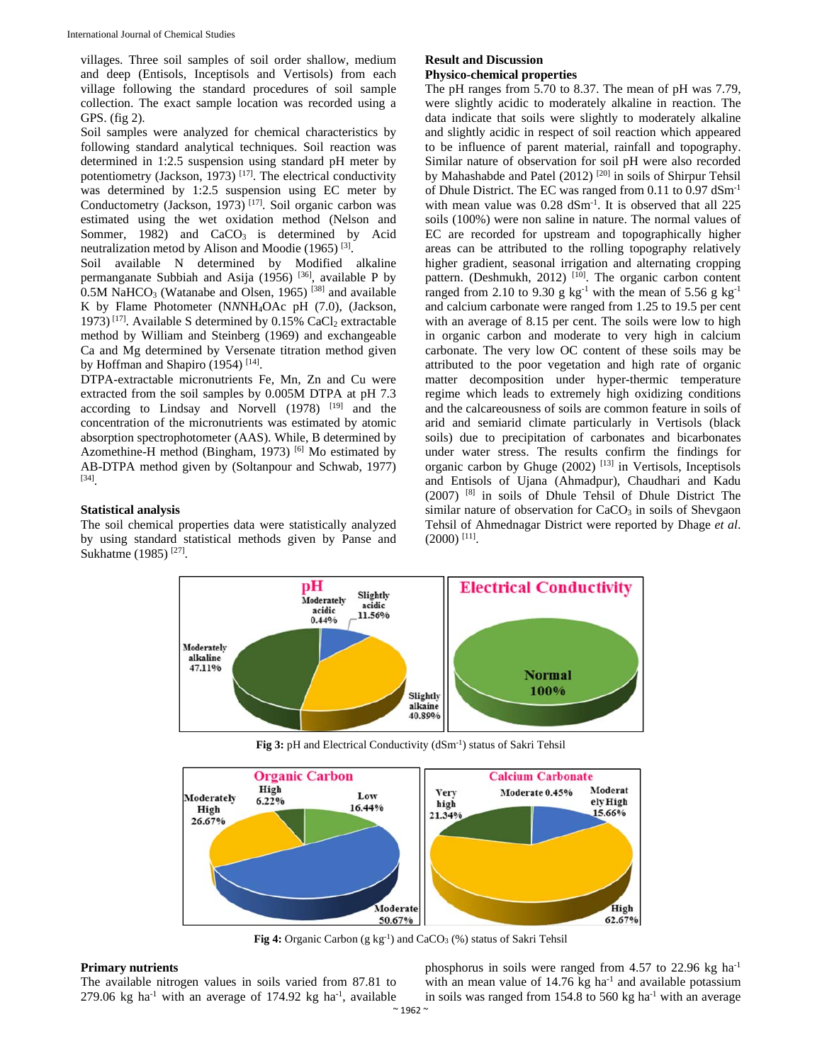villages. Three soil samples of soil order shallow, medium and deep (Entisols, Inceptisols and Vertisols) from each village following the standard procedures of soil sample collection. The exact sample location was recorded using a GPS. (fig 2).

Soil samples were analyzed for chemical characteristics by following standard analytical techniques. Soil reaction was determined in 1:2.5 suspension using standard pH meter by potentiometry (Jackson, 1973) [17]. The electrical conductivity was determined by 1:2.5 suspension using EC meter by Conductometry (Jackson, 1973) [17]. Soil organic carbon was estimated using the wet oxidation method (Nelson and Sommer, 1982) and $CaCO_3$ is determined by Acid neutralization metod by Alison and Moodie (1965) [3].

Soil available N determined by Modified alkaline permanganate Subbiah and Asija (1956) [36], available P by 0.5M $NaHCO_3$ (Watanabe and Olsen, 1965) [38] and available K by Flame Photometer (N*N*$NH_4$OAc pH (7.0), (Jackson, 1973) [17]. Available S determined by 0.15% $CaCl_2$ extractable method by William and Steinberg (1969) and exchangeable Ca and Mg determined by Versenate titration method given by Hoffman and Shapiro (1954) [14].

DTPA-extractable micronutrients Fe, Mn, Zn and Cu were extracted from the soil samples by 0.005M DTPA at pH 7.3 according to Lindsay and Norvell (1978) [19] and the concentration of the micronutrients was estimated by atomic absorption spectrophotometer (AAS). While, B determined by Azomethine-H method (Bingham, 1973) [6] Mo estimated by AB-DTPA method given by (Soltanpour and Schwab, 1977) [34].

### Statistical analysis

The soil chemical properties data were statistically analyzed by using standard statistical methods given by Panse and Sukhatme (1985) [27].

## Result and Discussion

### Physico-chemical properties

The pH ranges from 5.70 to 8.37. The mean of pH was 7.79, were slightly acidic to moderately alkaline in reaction. The data indicate that soils were slightly to moderately alkaline and slightly acidic in respect of soil reaction which appeared to be influence of parent material, rainfall and topography. Similar nature of observation for soil pH were also recorded by Mahashabde and Patel (2012) [20] in soils of Shirpur Tehsil of Dhule District. The EC was ranged from 0.11 to 0.97 $dSm^{-1}$ with mean value was 0.28 $dSm^{-1}$. It is observed that all 225 soils (100%) were non saline in nature. The normal values of EC are recorded for upstream and topographically higher areas can be attributed to the rolling topography relatively higher gradient, seasonal irrigation and alternating cropping pattern. (Deshmukh, 2012) [10]. The organic carbon content ranged from 2.10 to 9.30 g $kg^{-1}$ with the mean of 5.56 g $kg^{-1}$ and calcium carbonate were ranged from 1.25 to 19.5 per cent with an average of 8.15 per cent. The soils were low to high in organic carbon and moderate to very high in calcium carbonate. The very low OC content of these soils may be attributed to the poor vegetation and high rate of organic matter decomposition under hyper-thermic temperature regime which leads to extremely high oxidizing conditions and the calcareousness of soils are common feature in soils of arid and semiarid climate particularly in Vertisols (black soils) due to precipitation of carbonates and bicarbonates under water stress. The results confirm the findings for organic carbon by Ghuge (2002) [13] in Vertisols, Inceptisols and Entisols of Ujana (Ahmadpur), Chaudhari and Kadu (2007) [8] in soils of Dhule Tehsil of Dhule District The similar nature of observation for $CaCO_3$ in soils of Shevgaon Tehsil of Ahmednagar District were reported by Dhage *et al*. (2000) [11].

**Fig 3:** pH and Electrical Conductivity ($dSm^{-1}$) status of Sakri Tehsil

**Fig 4:** Organic Carbon (g $kg^{-1}$) and $CaCO_3$ (%) status of Sakri Tehsil

### Primary nutrients

The available nitrogen values in soils varied from 87.81 to 279.06 kg $ha^{-1}$ with an average of 174.92 kg $ha^{-1}$, available phosphorus in soils were ranged from 4.57 to 22.96 kg $ha^{-1}$ with an mean value of 14.76 kg $ha^{-1}$ and available potassium in soils was ranged from 154.8 to 560 kg $ha^{-1}$ with an average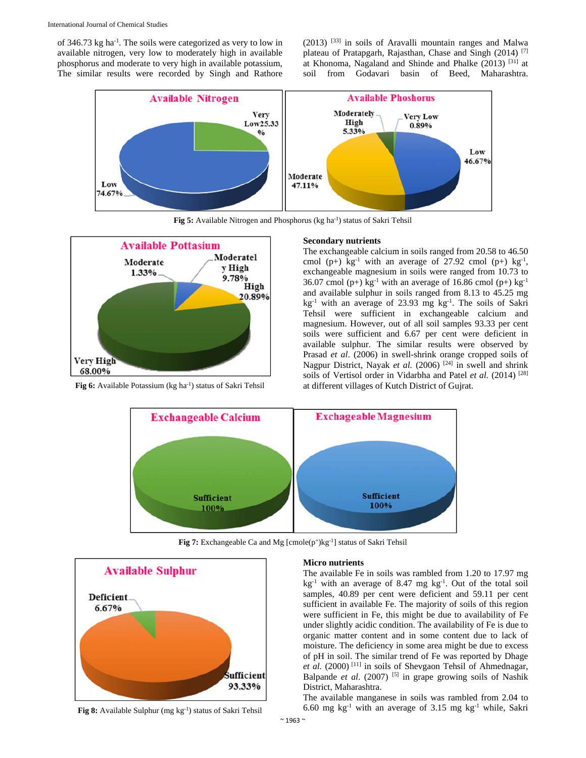of 346.73 kg ha$^{-1}$. The soils were categorized as very to low in available nitrogen, very low to moderately high in available phosphorus and moderate to very high in available potassium, The similar results were recorded by Singh and Rathore (2013) [33] in soils of Aravalli mountain ranges and Malwa plateau of Pratapgarh, Rajasthan, Chase and Singh (2014) [7] at Khonoma, Nagaland and Shinde and Phalke (2013) [31] at soil from Godavari basin of Beed, Maharashtra.

**Fig 5:** Available Nitrogen and Phosphorus (kg ha$^{-1}$) status of Sakri Tehsil

**Fig 6:** Available Potassium (kg ha$^{-1}$) status of Sakri Tehsil

### Secondary nutrients

The exchangeable calcium in soils ranged from 20.58 to 46.50 cmol (p+) kg$^{-1}$ with an average of 27.92 cmol (p+) kg$^{-1}$, exchangeable magnesium in soils were ranged from 10.73 to 36.07 cmol (p+) kg$^{-1}$ with an average of 16.86 cmol (p+) kg$^{-1}$ and available sulphur in soils ranged from 8.13 to 45.25 mg kg$^{-1}$ with an average of 23.93 mg kg$^{-1}$. The soils of Sakri Tehsil were sufficient in exchangeable calcium and magnesium. However, out of all soil samples 93.33 per cent soils were sufficient and 6.67 per cent were deficient in available sulphur. The similar results were observed by Prasad *et al*. (2006) in swell-shrink orange cropped soils of Nagpur District, Nayak *et al.* (2006) [24] in swell and shrink soils of Vertisol order in Vidarbha and Patel *et al.* (2014) [28] at different villages of Kutch District of Gujrat.

**Fig 7:** Exchangeable Ca and Mg [cmole(p$^{+}$)kg$^{-1}$] status of Sakri Tehsil

**Fig 8:** Available Sulphur (mg kg$^{-1}$) status of Sakri Tehsil

### Micro nutrients

The available Fe in soils was rambled from 1.20 to 17.97 mg kg$^{-1}$ with an average of 8.47 mg kg$^{-1}$. Out of the total soil samples, 40.89 per cent were deficient and 59.11 per cent sufficient in available Fe. The majority of soils of this region were sufficient in Fe, this might be due to availability of Fe under slightly acidic condition. The availability of Fe is due to organic matter content and in some content due to lack of moisture. The deficiency in some area might be due to excess of pH in soil. The similar trend of Fe was reported by Dhage *et al.* (2000) [11] in soils of Shevgaon Tehsil of Ahmednagar, Balpande *et al*. (2007) [5] in grape growing soils of Nashik District, Maharashtra.

The available manganese in soils was rambled from 2.04 to 6.60 mg kg$^{-1}$ with an average of 3.15 mg kg$^{-1}$ while, Sakri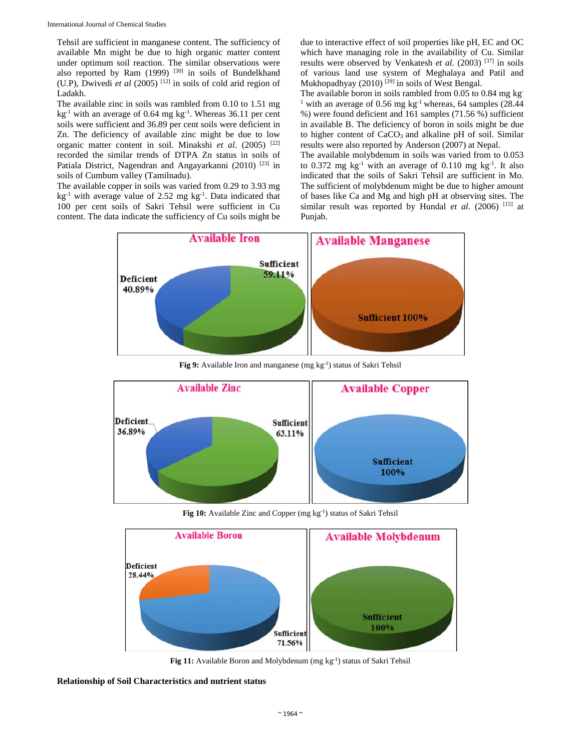Tehsil are sufficient in manganese content. The sufficiency of available Mn might be due to high organic matter content under optimum soil reaction. The similar observations were also reported by Ram (1999) [30] in soils of Bundelkhand (U.P), Dwivedi *et al* (2005) [12] in soils of cold arid region of Ladakh.

The available zinc in soils was rambled from 0.10 to 1.51 mg $kg^{-1}$ with an average of 0.64 mg $kg^{-1}$. Whereas 36.11 per cent soils were sufficient and 36.89 per cent soils were deficient in Zn. The deficiency of available zinc might be due to low organic matter content in soil. Minakshi *et al*. (2005) [22] recorded the similar trends of DTPA Zn status in soils of Patiala District, Nagendran and Angayarkanni (2010) [23] in soils of Cumbum valley (Tamilnadu).

The available copper in soils was varied from 0.29 to 3.93 mg $kg^{-1}$ with average value of 2.52 mg $kg^{-1}$. Data indicated that 100 per cent soils of Sakri Tehsil were sufficient in Cu content. The data indicate the sufficiency of Cu soils might be due to interactive effect of soil properties like pH, EC and OC which have managing role in the availability of Cu. Similar results were observed by Venkatesh *et al*. (2003) [37] in soils of various land use system of Meghalaya and Patil and Mukhopadhyay (2010) [29] in soils of West Bengal.

The available boron in soils rambled from 0.05 to 0.84 mg $kg^{-1}$ with an average of 0.56 mg $kg^{-1}$ whereas, 64 samples (28.44 %) were found deficient and 161 samples (71.56 %) sufficient in available B. The deficiency of boron in soils might be due to higher content of $CaCO_3$ and alkaline pH of soil. Similar results were also reported by Anderson (2007) at Nepal.

The available molybdenum in soils was varied from to 0.053 to 0.372 mg $kg^{-1}$ with an average of 0.110 mg $kg^{-1}$. It also indicated that the soils of Sakri Tehsil are sufficient in Mo. The sufficient of molybdenum might be due to higher amount of bases like Ca and Mg and high pH at observing sites. The similar result was reported by Hundal *et al*. (2006) [15] at Punjab.

**Fig 9:** Available Iron and manganese (mg $kg^{-1}$) status of Sakri Tehsil

**Fig 10:** Available Zinc and Copper (mg $kg^{-1}$) status of Sakri Tehsil

**Fig 11:** Available Boron and Molybdenum (mg $kg^{-1}$) status of Sakri Tehsil

**Relationship of Soil Characteristics and nutrient status**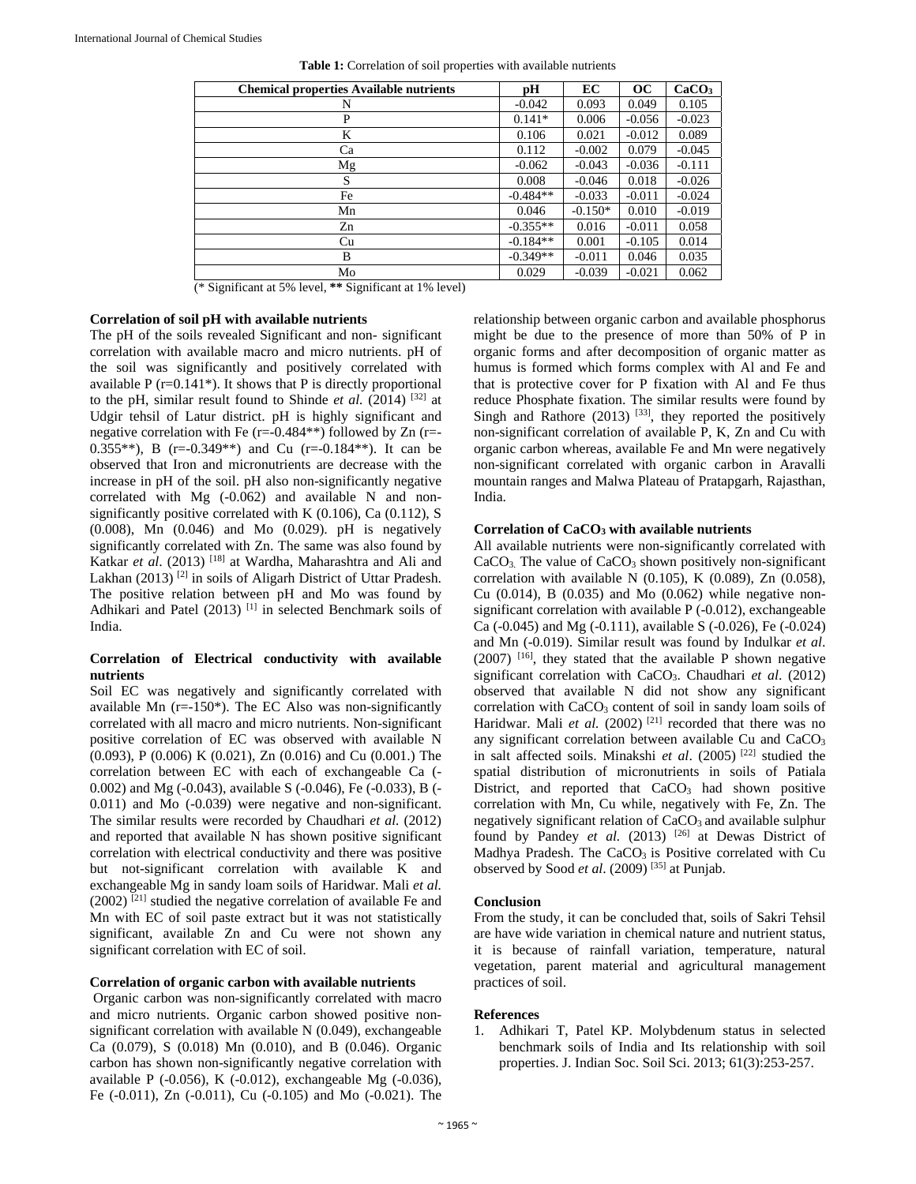**Table 1:** Correlation of soil properties with available nutrients

| Chemical properties Available nutrients | pH | EC | OC | $CaCO_3$ |
|---|---|---|---|---|
| N | -0.042 | 0.093 | 0.049 | 0.105 |
| P | 0.141* | 0.006 | -0.056 | -0.023 |
| K | 0.106 | 0.021 | -0.012 | 0.089 |
| Ca | 0.112 | -0.002 | 0.079 | -0.045 |
| Mg | -0.062 | -0.043 | -0.036 | -0.111 |
| S | 0.008 | -0.046 | 0.018 | -0.026 |
| Fe | -0.484** | -0.033 | -0.011 | -0.024 |
| Mn | 0.046 | -0.150* | 0.010 | -0.019 |
| Zn | -0.355** | 0.016 | -0.011 | 0.058 |
| Cu | -0.184** | 0.001 | -0.105 | 0.014 |
| B | -0.349** | -0.011 | 0.046 | 0.035 |
| Mo | 0.029 | -0.039 | -0.021 | 0.062 |

(* Significant at 5% level, ** Significant at 1% level)

**Correlation of soil pH with available nutrients**

The pH of the soils revealed Significant and non- significant correlation with available macro and micro nutrients. pH of the soil was significantly and positively correlated with available P (r=0.141*). It shows that P is directly proportional to the pH, similar result found to Shinde *et al.* (2014) [32] at Udgir tehsil of Latur district. pH is highly significant and negative correlation with Fe (r=-0.484**) followed by Zn (r=-0.355**), B (r=-0.349**) and Cu (r=-0.184**). It can be observed that Iron and micronutrients are decrease with the increase in pH of the soil. pH also non-significantly negative correlated with Mg (-0.062) and available N and non-significantly positive correlated with K (0.106), Ca (0.112), S (0.008), Mn (0.046) and Mo (0.029). pH is negatively significantly correlated with Zn. The same was also found by Katkar *et al*. (2013) [18] at Wardha, Maharashtra and Ali and Lakhan (2013) [2] in soils of Aligarh District of Uttar Pradesh. The positive relation between pH and Mo was found by Adhikari and Patel (2013) [1] in selected Benchmark soils of India.

**Correlation of Electrical conductivity with available nutrients**

Soil EC was negatively and significantly correlated with available Mn (r=-150*). The EC Also was non-significantly correlated with all macro and micro nutrients. Non-significant positive correlation of EC was observed with available N (0.093), P (0.006) K (0.021), Zn (0.016) and Cu (0.001.) The correlation between EC with each of exchangeable Ca (-0.002) and Mg (-0.043), available S (-0.046), Fe (-0.033), B (-0.011) and Mo (-0.039) were negative and non-significant. The similar results were recorded by Chaudhari *et al.* (2012) and reported that available N has shown positive significant correlation with electrical conductivity and there was positive but not-significant correlation with available K and exchangeable Mg in sandy loam soils of Haridwar. Mali *et al.* (2002) [21] studied the negative correlation of available Fe and Mn with EC of soil paste extract but it was not statistically significant, available Zn and Cu were not shown any significant correlation with EC of soil.

**Correlation of organic carbon with available nutrients**

Organic carbon was non-significantly correlated with macro and micro nutrients. Organic carbon showed positive non-significant correlation with available N (0.049), exchangeable Ca (0.079), S (0.018) Mn (0.010), and B (0.046). Organic carbon has shown non-significantly negative correlation with available P (-0.056), K (-0.012), exchangeable Mg (-0.036), Fe (-0.011), Zn (-0.011), Cu (-0.105) and Mo (-0.021). The relationship between organic carbon and available phosphorus might be due to the presence of more than 50% of P in organic forms and after decomposition of organic matter as humus is formed which forms complex with Al and Fe and that is protective cover for P fixation with Al and Fe thus reduce Phosphate fixation. The similar results were found by Singh and Rathore (2013) [33], they reported the positively non-significant correlation of available P, K, Zn and Cu with organic carbon whereas, available Fe and Mn were negatively non-significant correlated with organic carbon in Aravalli mountain ranges and Malwa Plateau of Pratapgarh, Rajasthan, India.

**Correlation of $CaCO_3$ with available nutrients**

All available nutrients were non-significantly correlated with $CaCO_3$. The value of $CaCO_3$ shown positively non-significant correlation with available N (0.105), K (0.089), Zn (0.058), Cu (0.014), B (0.035) and Mo (0.062) while negative non-significant correlation with available P (-0.012), exchangeable Ca (-0.045) and Mg (-0.111), available S (-0.026), Fe (-0.024) and Mn (-0.019). Similar result was found by Indulkar *et al*. (2007) [16], they stated that the available P shown negative significant correlation with $CaCO_3$. Chaudhari *et al*. (2012) observed that available N did not show any significant correlation with $CaCO_3$ content of soil in sandy loam soils of Haridwar. Mali *et al.* (2002) [21] recorded that there was no any significant correlation between available Cu and $CaCO_3$ in salt affected soils. Minakshi *et al*. (2005) [22] studied the spatial distribution of micronutrients in soils of Patiala District, and reported that $CaCO_3$ had shown positive correlation with Mn, Cu while, negatively with Fe, Zn. The negatively significant relation of $CaCO_3$ and available sulphur found by Pandey *et al.* (2013) [26] at Dewas District of Madhya Pradesh. The $CaCO_3$ is Positive correlated with Cu observed by Sood *et al*. (2009) [35] at Punjab.

**Conclusion**

From the study, it can be concluded that, soils of Sakri Tehsil are have wide variation in chemical nature and nutrient status, it is because of rainfall variation, temperature, natural vegetation, parent material and agricultural management practices of soil.

**References**

1. Adhikari T, Patel KP. Molybdenum status in selected benchmark soils of India and Its relationship with soil properties. J. Indian Soc. Soil Sci. 2013; 61(3):253-257.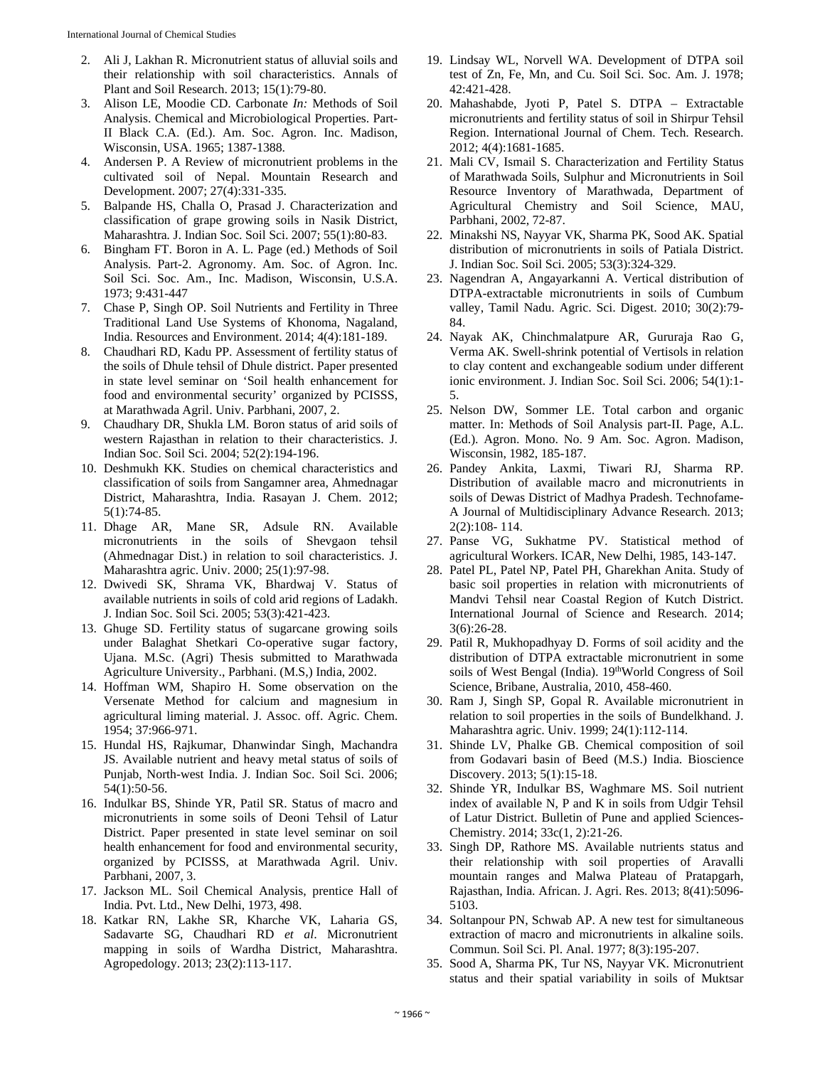2. Ali J, Lakhan R. Micronutrient status of alluvial soils and their relationship with soil characteristics. Annals of Plant and Soil Research. 2013; 15(1):79-80.
3. Alison LE, Moodie CD. Carbonate *In:* Methods of Soil Analysis. Chemical and Microbiological Properties. Part-II Black C.A. (Ed.). Am. Soc. Agron. Inc. Madison, Wisconsin, USA. 1965; 1387-1388.
4. Andersen P. A Review of micronutrient problems in the cultivated soil of Nepal. Mountain Research and Development. 2007; 27(4):331-335.
5. Balpande HS, Challa O, Prasad J. Characterization and classification of grape growing soils in Nasik District, Maharashtra. J. Indian Soc. Soil Sci. 2007; 55(1):80-83.
6. Bingham FT. Boron in A. L. Page (ed.) Methods of Soil Analysis. Part-2. Agronomy. Am. Soc. of Agron. Inc. Soil Sci. Soc. Am., Inc. Madison, Wisconsin, U.S.A. 1973; 9:431-447
7. Chase P, Singh OP. Soil Nutrients and Fertility in Three Traditional Land Use Systems of Khonoma, Nagaland, India. Resources and Environment. 2014; 4(4):181-189.
8. Chaudhari RD, Kadu PP. Assessment of fertility status of the soils of Dhule tehsil of Dhule district. Paper presented in state level seminar on 'Soil health enhancement for food and environmental security' organized by PCISSS, at Marathwada Agril. Univ. Parbhani, 2007, 2.
9. Chaudhary DR, Shukla LM. Boron status of arid soils of western Rajasthan in relation to their characteristics. J. Indian Soc. Soil Sci. 2004; 52(2):194-196.
10. Deshmukh KK. Studies on chemical characteristics and classification of soils from Sangamner area, Ahmednagar District, Maharashtra, India. Rasayan J. Chem. 2012; 5(1):74-85.
11. Dhage AR, Mane SR, Adsule RN. Available micronutrients in the soils of Shevgaon tehsil (Ahmednagar Dist.) in relation to soil characteristics. J. Maharashtra agric. Univ. 2000; 25(1):97-98.
12. Dwivedi SK, Shrama VK, Bhardwaj V. Status of available nutrients in soils of cold arid regions of Ladakh. J. Indian Soc. Soil Sci. 2005; 53(3):421-423.
13. Ghuge SD. Fertility status of sugarcane growing soils under Balaghat Shetkari Co-operative sugar factory, Ujana. M.Sc. (Agri) Thesis submitted to Marathwada Agriculture University., Parbhani. (M.S,) India, 2002.
14. Hoffman WM, Shapiro H. Some observation on the Versenate Method for calcium and magnesium in agricultural liming material. J. Assoc. off. Agric. Chem. 1954; 37:966-971.
15. Hundal HS, Rajkumar, Dhanwindar Singh, Machandra JS. Available nutrient and heavy metal status of soils of Punjab, North-west India. J. Indian Soc. Soil Sci. 2006; 54(1):50-56.
16. Indulkar BS, Shinde YR, Patil SR. Status of macro and micronutrients in some soils of Deoni Tehsil of Latur District. Paper presented in state level seminar on soil health enhancement for food and environmental security, organized by PCISSS, at Marathwada Agril. Univ. Parbhani, 2007, 3.
17. Jackson ML. Soil Chemical Analysis, prentice Hall of India. Pvt. Ltd., New Delhi, 1973, 498.
18. Katkar RN, Lakhe SR, Kharche VK, Laharia GS, Sadavarte SG, Chaudhari RD *et al*. Micronutrient mapping in soils of Wardha District, Maharashtra. Agropedology. 2013; 23(2):113-117.
19. Lindsay WL, Norvell WA. Development of DTPA soil test of Zn, Fe, Mn, and Cu. Soil Sci. Soc. Am. J. 1978; 42:421-428.
20. Mahashabde, Jyoti P, Patel S. DTPA – Extractable micronutrients and fertility status of soil in Shirpur Tehsil Region. International Journal of Chem. Tech. Research. 2012; 4(4):1681-1685.
21. Mali CV, Ismail S. Characterization and Fertility Status of Marathwada Soils, Sulphur and Micronutrients in Soil Resource Inventory of Marathwada, Department of Agricultural Chemistry and Soil Science, MAU, Parbhani, 2002, 72-87.
22. Minakshi NS, Nayyar VK, Sharma PK, Sood AK. Spatial distribution of micronutrients in soils of Patiala District. J. Indian Soc. Soil Sci. 2005; 53(3):324-329.
23. Nagendran A, Angayarkanni A. Vertical distribution of DTPA-extractable micronutrients in soils of Cumbum valley, Tamil Nadu. Agric. Sci. Digest. 2010; 30(2):79-84.
24. Nayak AK, Chinchmalatpure AR, Gururaja Rao G, Verma AK. Swell-shrink potential of Vertisols in relation to clay content and exchangeable sodium under different ionic environment. J. Indian Soc. Soil Sci. 2006; 54(1):1-5.
25. Nelson DW, Sommer LE. Total carbon and organic matter. In: Methods of Soil Analysis part-II. Page, A.L. (Ed.). Agron. Mono. No. 9 Am. Soc. Agron. Madison, Wisconsin, 1982, 185-187.
26. Pandey Ankita, Laxmi, Tiwari RJ, Sharma RP. Distribution of available macro and micronutrients in soils of Dewas District of Madhya Pradesh. Technofame- A Journal of Multidisciplinary Advance Research. 2013; 2(2):108- 114.
27. Panse VG, Sukhatme PV. Statistical method of agricultural Workers. ICAR, New Delhi, 1985, 143-147.
28. Patel PL, Patel NP, Patel PH, Gharekhan Anita. Study of basic soil properties in relation with micronutrients of Mandvi Tehsil near Coastal Region of Kutch District. International Journal of Science and Research. 2014; 3(6):26-28.
29. Patil R, Mukhopadhyay D. Forms of soil acidity and the distribution of DTPA extractable micronutrient in some soils of West Bengal (India). 19thWorld Congress of Soil Science, Bribane, Australia, 2010, 458-460.
30. Ram J, Singh SP, Gopal R. Available micronutrient in relation to soil properties in the soils of Bundelkhand. J. Maharashtra agric. Univ. 1999; 24(1):112-114.
31. Shinde LV, Phalke GB. Chemical composition of soil from Godavari basin of Beed (M.S.) India. Bioscience Discovery. 2013; 5(1):15-18.
32. Shinde YR, Indulkar BS, Waghmare MS. Soil nutrient index of available N, P and K in soils from Udgir Tehsil of Latur District. Bulletin of Pune and applied Sciences-Chemistry. 2014; 33c(1, 2):21-26.
33. Singh DP, Rathore MS. Available nutrients status and their relationship with soil properties of Aravalli mountain ranges and Malwa Plateau of Pratapgarh, Rajasthan, India. African. J. Agri. Res. 2013; 8(41):5096-5103.
34. Soltanpour PN, Schwab AP. A new test for simultaneous extraction of macro and micronutrients in alkaline soils. Commun. Soil Sci. Pl. Anal. 1977; 8(3):195-207.
35. Sood A, Sharma PK, Tur NS, Nayyar VK. Micronutrient status and their spatial variability in soils of Muktsar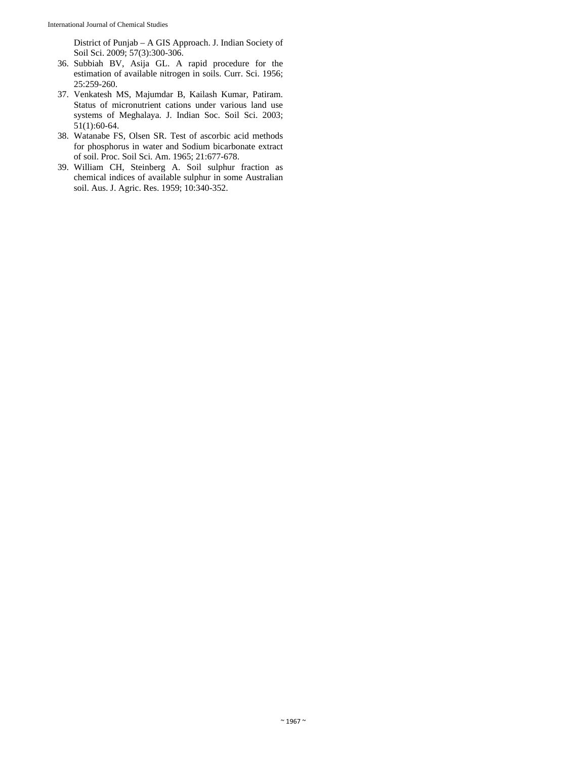District of Punjab – A GIS Approach. J. Indian Society of Soil Sci. 2009; 57(3):300-306.

36. Subbiah BV, Asija GL. A rapid procedure for the estimation of available nitrogen in soils. Curr. Sci. 1956; 25:259-260.
37. Venkatesh MS, Majumdar B, Kailash Kumar, Patiram. Status of micronutrient cations under various land use systems of Meghalaya. J. Indian Soc. Soil Sci. 2003; 51(1):60-64.
38. Watanabe FS, Olsen SR. Test of ascorbic acid methods for phosphorus in water and Sodium bicarbonate extract of soil. Proc. Soil Sci. Am. 1965; 21:677-678.
39. William CH, Steinberg A. Soil sulphur fraction as chemical indices of available sulphur in some Australian soil. Aus. J. Agric. Res. 1959; 10:340-352.